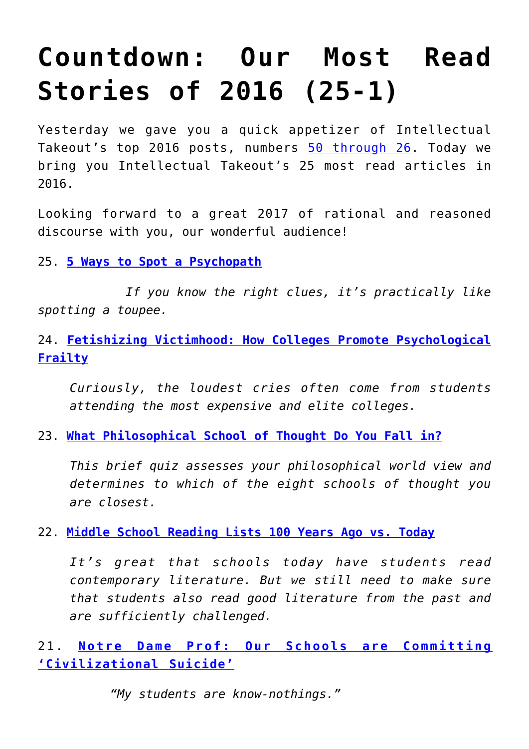# Countdown: Our Most Read Stories of 2016 (25-1)

Yesterday we gave you a quick appetizer of Intellectual Takeout's top 2016 posts, numbers 50 through 26. Today we bring you Intellectual Takeout's 25 most read articles in 2016.

Looking forward to a great 2017 of rational and reasoned discourse with you, our wonderful audience!

25. **5 Ways to Spot a Psychopath**

*If you know the right clues, it's practically like spotting a toupee.*

24. **Fetishizing Victimhood: How Colleges Promote Psychological Frailty**

> *Curiously, the loudest cries often come from students attending the most expensive and elite colleges.*

23. **What Philosophical School of Thought Do You Fall in?**

> *This brief quiz assesses your philosophical world view and determines to which of the eight schools of thought you are closest.*

22. **Middle School Reading Lists 100 Years Ago vs. Today**

> *It's great that schools today have students read contemporary literature. But we still need to make sure that students also read good literature from the past and are sufficiently challenged.*

21. **Notre Dame Prof: Our Schools are Committing 'Civilizational Suicide'**

*"My students are know-nothings."*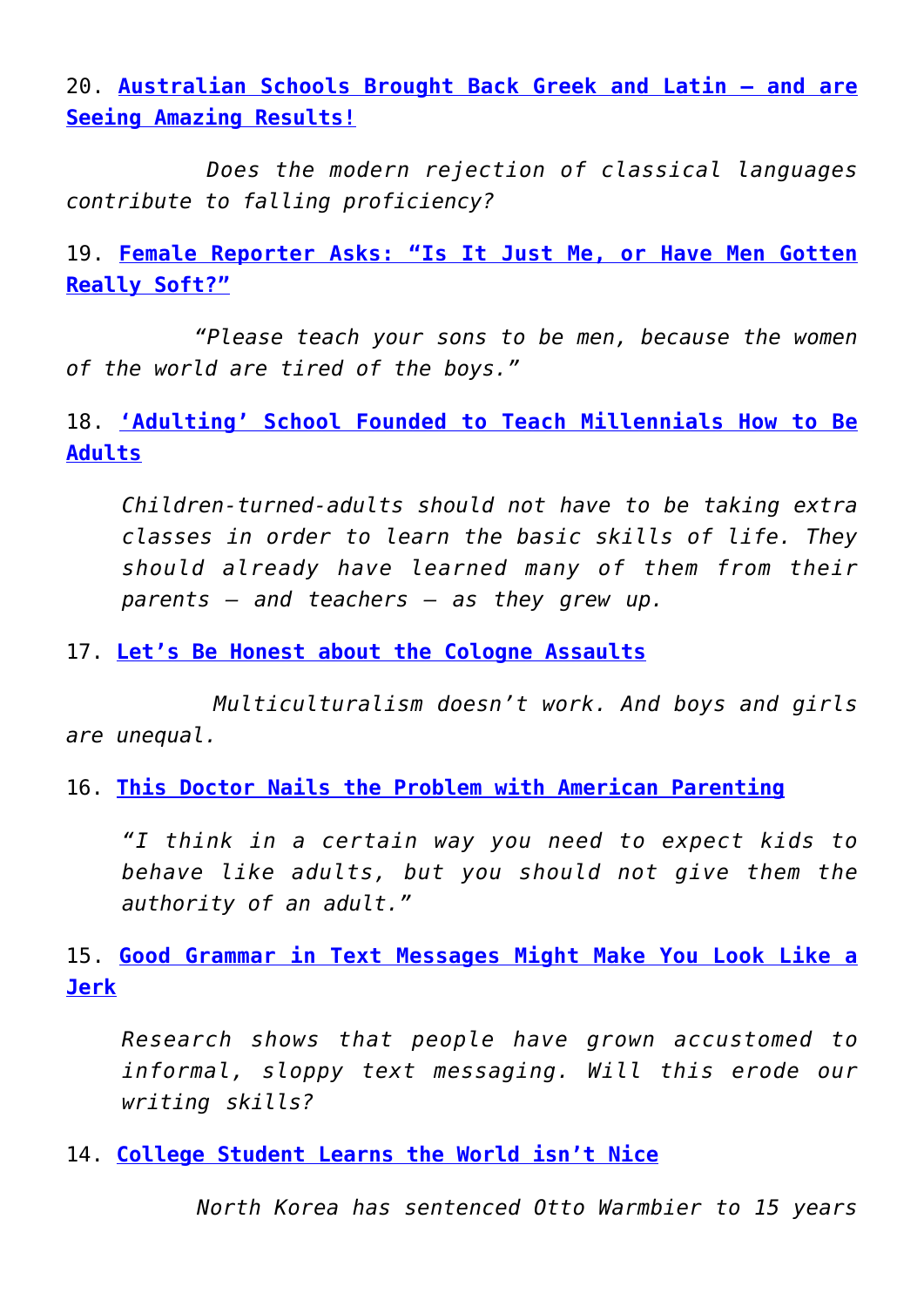20. **Australian Schools Brought Back Greek and Latin – and are Seeing Amazing Results!**

*Does the modern rejection of classical languages contribute to falling proficiency?*

19. **Female Reporter Asks: "Is It Just Me, or Have Men Gotten Really Soft?"**

*"Please teach your sons to be men, because the women of the world are tired of the boys."*

18. **'Adulting' School Founded to Teach Millennials How to Be Adults**

> *Children-turned-adults should not have to be taking extra classes in order to learn the basic skills of life. They should already have learned many of them from their parents – and teachers – as they grew up.*

17. **Let's Be Honest about the Cologne Assaults**

*Multiculturalism doesn't work. And boys and girls are unequal.*

16. **This Doctor Nails the Problem with American Parenting**

> *"I think in a certain way you need to expect kids to behave like adults, but you should not give them the authority of an adult."*

15. **Good Grammar in Text Messages Might Make You Look Like a Jerk**

> *Research shows that people have grown accustomed to informal, sloppy text messaging. Will this erode our writing skills?*

14. **College Student Learns the World isn't Nice**

*North Korea has sentenced Otto Warmbier to 15 years*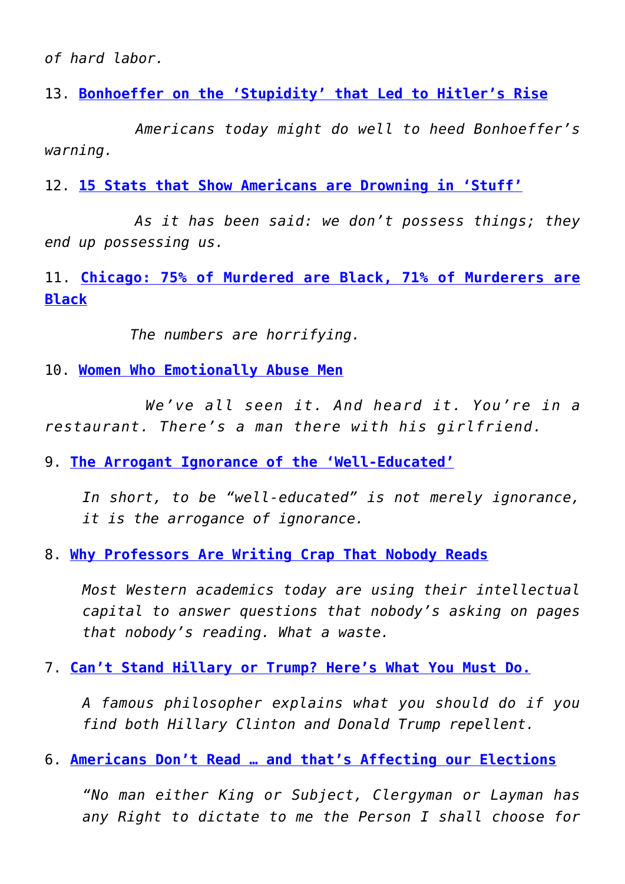*of hard labor.*

13. **Bonhoeffer on the 'Stupidity' that Led to Hitler's Rise**

*Americans today might do well to heed Bonhoeffer's warning.*

12. **15 Stats that Show Americans are Drowning in 'Stuff'**

*As it has been said: we don't possess things; they end up possessing us.*

11. **Chicago: 75% of Murdered are Black, 71% of Murderers are Black**

*The numbers are horrifying.*

10. **Women Who Emotionally Abuse Men**

*We've all seen it. And heard it. You're in a restaurant. There's a man there with his girlfriend.*

9. **The Arrogant Ignorance of the 'Well-Educated'**

> *In short, to be "well-educated" is not merely ignorance, it is the arrogance of ignorance.*

8. **Why Professors Are Writing Crap That Nobody Reads**

> *Most Western academics today are using their intellectual capital to answer questions that nobody's asking on pages that nobody's reading. What a waste.*

7. **Can't Stand Hillary or Trump? Here's What You Must Do.**

> *A famous philosopher explains what you should do if you find both Hillary Clinton and Donald Trump repellent.*

6. **Americans Don't Read … and that's Affecting our Elections**

> *"No man either King or Subject, Clergyman or Layman has any Right to dictate to me the Person I shall choose for*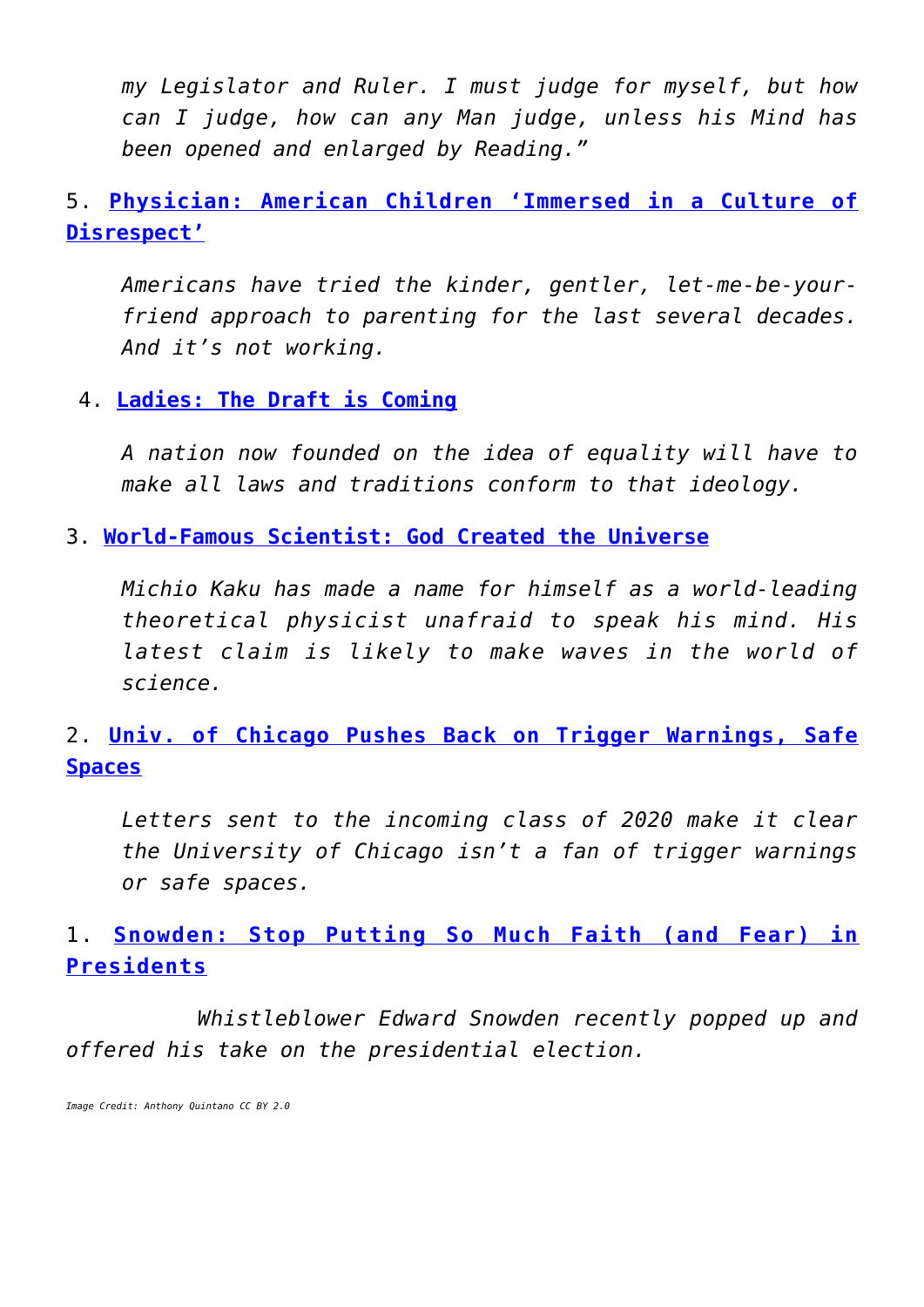*my Legislator and Ruler. I must judge for myself, but how can I judge, how can any Man judge, unless his Mind has been opened and enlarged by Reading."*

5. **[Physician: American Children 'Immersed in a Culture of Disrespect']()**

*Americans have tried the kinder, gentler, let-me-be-your-friend approach to parenting for the last several decades. And it's not working.*

4. **[Ladies: The Draft is Coming]()**

*A nation now founded on the idea of equality will have to make all laws and traditions conform to that ideology.*

3. **[World-Famous Scientist: God Created the Universe]()**

*Michio Kaku has made a name for himself as a world-leading theoretical physicist unafraid to speak his mind. His latest claim is likely to make waves in the world of science.*

2. **[Univ. of Chicago Pushes Back on Trigger Warnings, Safe Spaces]()**

*Letters sent to the incoming class of 2020 make it clear the University of Chicago isn't a fan of trigger warnings or safe spaces.*

1. **[Snowden: Stop Putting So Much Faith (and Fear) in Presidents]()**

*Whistleblower Edward Snowden recently popped up and offered his take on the presidential election.*

*Image Credit: Anthony Quintano CC BY 2.0*